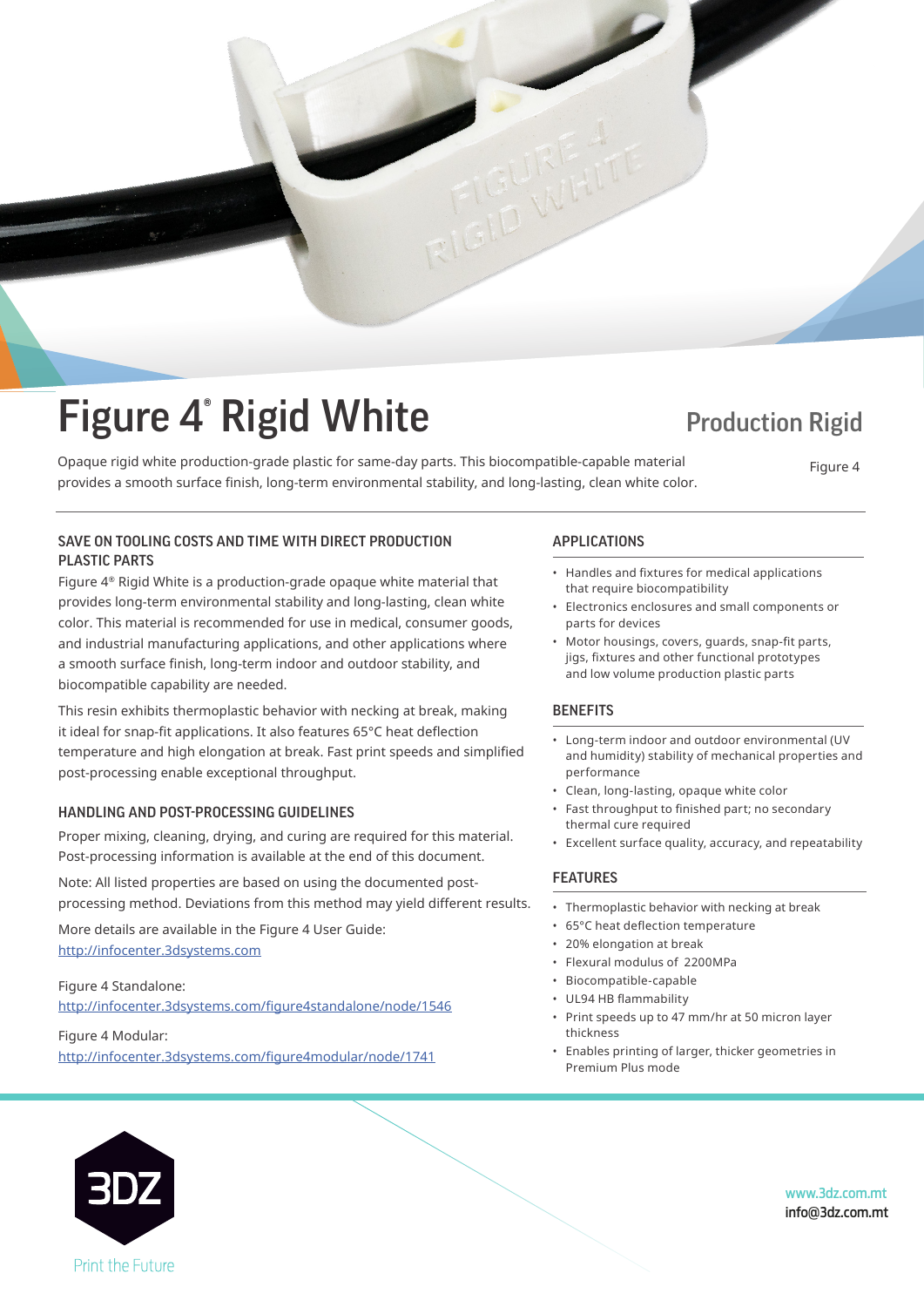# Figure 4® Rigid White

## Production Rigid

Opaque rigid white production-grade plastic for same-day parts. This biocompatible-capable material provides a smooth surface finish, long-term environmental stability, and long-lasting, clean white color.

Figure 4

### SAVE ON TOOLING COSTS AND TIME WITH DIRECT PRODUCTION PLASTIC PARTS

Figure 4® Rigid White is a production-grade opaque white material that provides long-term environmental stability and long-lasting, clean white color. This material is recommended for use in medical, consumer goods, and industrial manufacturing applications, and other applications where a smooth surface finish, long-term indoor and outdoor stability, and biocompatible capability are needed.

This resin exhibits thermoplastic behavior with necking at break, making it ideal for snap-fit applications. It also features 65°C heat deflection temperature and high elongation at break. Fast print speeds and simplified post-processing enable exceptional throughput.

### HANDLING AND POST-PROCESSING GUIDELINES

Proper mixing, cleaning, drying, and curing are required for this material. Post-processing information is available at the end of this document.

Note: All listed properties are based on using the documented post-processing method. Deviations from this method may yield different results.

More details are available in the Figure 4 User Guide:
http://infocenter.3dsystems.com

Figure 4 Standalone:
http://infocenter.3dsystems.com/figure4standalone/node/1546

Figure 4 Modular:
http://infocenter.3dsystems.com/figure4modular/node/1741

### APPLICATIONS

- Handles and fixtures for medical applications that require biocompatibility
- Electronics enclosures and small components or parts for devices
- Motor housings, covers, guards, snap-fit parts, jigs, fixtures and other functional prototypes and low volume production plastic parts

### BENEFITS

- Long-term indoor and outdoor environmental (UV and humidity) stability of mechanical properties and performance
- Clean, long-lasting, opaque white color
- Fast throughput to finished part; no secondary thermal cure required
- Excellent surface quality, accuracy, and repeatability

### FEATURES

- Thermoplastic behavior with necking at break
- 65°C heat deflection temperature
- 20% elongation at break
- Flexural modulus of 2200MPa
- Biocompatible-capable
- UL94 HB flammability
- Print speeds up to 47 mm/hr at 50 micron layer thickness
- Enables printing of larger, thicker geometries in Premium Plus mode

3DZ
Print the Future

www.3dz.com.mt
info@3dz.com.mt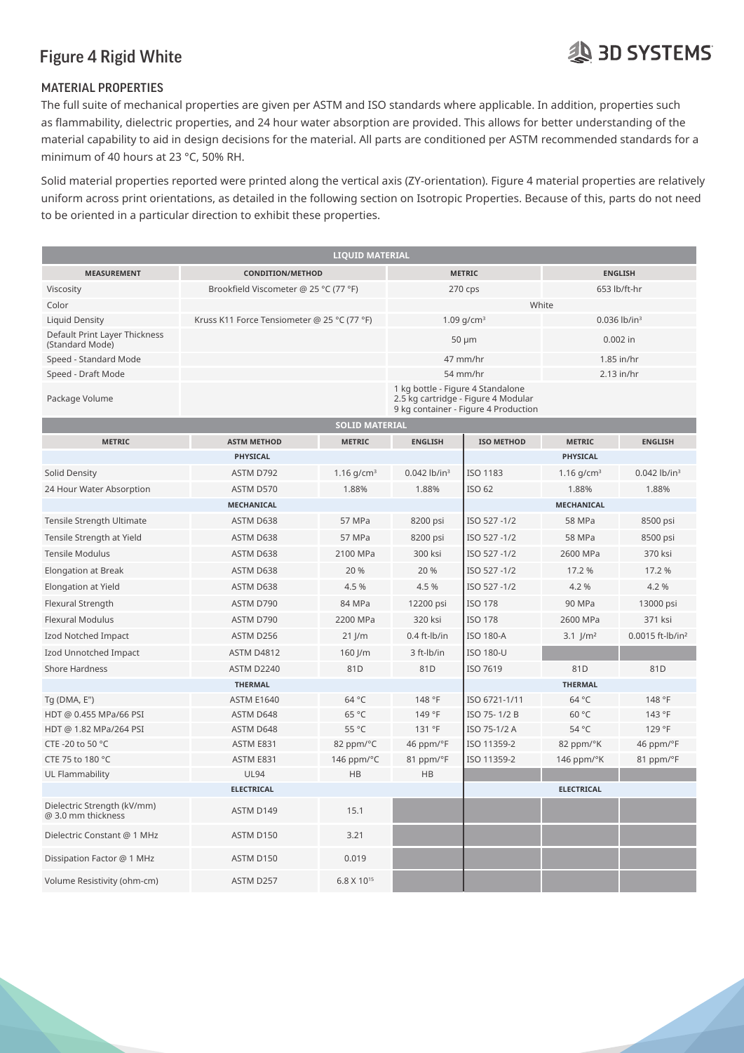# Figure 4 Rigid White

## MATERIAL PROPERTIES

The full suite of mechanical properties are given per ASTM and ISO standards where applicable. In addition, properties such as flammability, dielectric properties, and 24 hour water absorption are provided. This allows for better understanding of the material capability to aid in design decisions for the material. All parts are conditioned per ASTM recommended standards for a minimum of 40 hours at 23 °C, 50% RH.

Solid material properties reported were printed along the vertical axis (ZY-orientation). Figure 4 material properties are relatively uniform across print orientations, as detailed in the following section on Isotropic Properties. Because of this, parts do not need to be oriented in a particular direction to exhibit these properties.

| LIQUID MATERIAL | | | |
|---|---|---|---|
| **MEASUREMENT** | **CONDITION/METHOD** | **METRIC** | **ENGLISH** |
| Viscosity | Brookfield Viscometer @ 25 °C (77 °F) | 270 cps | 653 lb/ft-hr |
| Color | | White | |
| Liquid Density | Kruss K11 Force Tensiometer @ 25 °C (77 °F) | 1.09 g/cm³ | 0.036 lb/in³ |
| Default Print Layer Thickness (Standard Mode) | | 50 μm | 0.002 in |
| Speed - Standard Mode | | 47 mm/hr | 1.85 in/hr |
| Speed - Draft Mode | | 54 mm/hr | 2.13 in/hr |
| Package Volume | | 1 kg bottle - Figure 4 Standalone<br>2.5 kg cartridge - Figure 4 Modular<br>9 kg container - Figure 4 Production | |

| SOLID MATERIAL | | | | | | |
|---|---|---|---|---|---|---|
| **METRIC** | **ASTM METHOD** | **METRIC** | **ENGLISH** | **ISO METHOD** | **METRIC** | **ENGLISH** |
| **PHYSICAL** | | | | **PHYSICAL** | | |
| Solid Density | ASTM D792 | 1.16 g/cm³ | 0.042 lb/in³ | ISO 1183 | 1.16 g/cm³ | 0.042 lb/in³ |
| 24 Hour Water Absorption | ASTM D570 | 1.88% | 1.88% | ISO 62 | 1.88% | 1.88% |
| **MECHANICAL** | | | | **MECHANICAL** | | |
| Tensile Strength Ultimate | ASTM D638 | 57 MPa | 8200 psi | ISO 527 -1/2 | 58 MPa | 8500 psi |
| Tensile Strength at Yield | ASTM D638 | 57 MPa | 8200 psi | ISO 527 -1/2 | 58 MPa | 8500 psi |
| Tensile Modulus | ASTM D638 | 2100 MPa | 300 ksi | ISO 527 -1/2 | 2600 MPa | 370 ksi |
| Elongation at Break | ASTM D638 | 20 % | 20 % | ISO 527 -1/2 | 17.2 % | 17.2 % |
| Elongation at Yield | ASTM D638 | 4.5 % | 4.5 % | ISO 527 -1/2 | 4.2 % | 4.2 % |
| Flexural Strength | ASTM D790 | 84 MPa | 12200 psi | ISO 178 | 90 MPa | 13000 psi |
| Flexural Modulus | ASTM D790 | 2200 MPa | 320 ksi | ISO 178 | 2600 MPa | 371 ksi |
| Izod Notched Impact | ASTM D256 | 21 J/m | 0.4 ft-lb/in | ISO 180-A | 3.1 J/m² | 0.0015 ft-lb/in² |
| Izod Unnotched Impact | ASTM D4812 | 160 J/m | 3 ft-lb/in | ISO 180-U | | |
| Shore Hardness | ASTM D2240 | 81D | 81D | ISO 7619 | 81D | 81D |
| **THERMAL** | | | | **THERMAL** | | |
| Tg (DMA, E") | ASTM E1640 | 64 °C | 148 °F | ISO 6721-1/11 | 64 °C | 148 °F |
| HDT @ 0.455 MPa/66 PSI | ASTM D648 | 65 °C | 149 °F | ISO 75- 1/2 B | 60 °C | 143 °F |
| HDT @ 1.82 MPa/264 PSI | ASTM D648 | 55 °C | 131 °F | ISO 75-1/2 A | 54 °C | 129 °F |
| CTE -20 to 50 °C | ASTM E831 | 82 ppm/°C | 46 ppm/°F | ISO 11359-2 | 82 ppm/°K | 46 ppm/°F |
| CTE 75 to 180 °C | ASTM E831 | 146 ppm/°C | 81 ppm/°F | ISO 11359-2 | 146 ppm/°K | 81 ppm/°F |
| UL Flammability | UL94 | HB | HB | | | |
| **ELECTRICAL** | | | | **ELECTRICAL** | | |
| Dielectric Strength (kV/mm) @ 3.0 mm thickness | ASTM D149 | 15.1 | | | | |
| Dielectric Constant @ 1 MHz | ASTM D150 | 3.21 | | | | |
| Dissipation Factor @ 1 MHz | ASTM D150 | 0.019 | | | | |
| Volume Resistivity (ohm-cm) | ASTM D257 | $6.8 \times 10^{15}$ | | | | |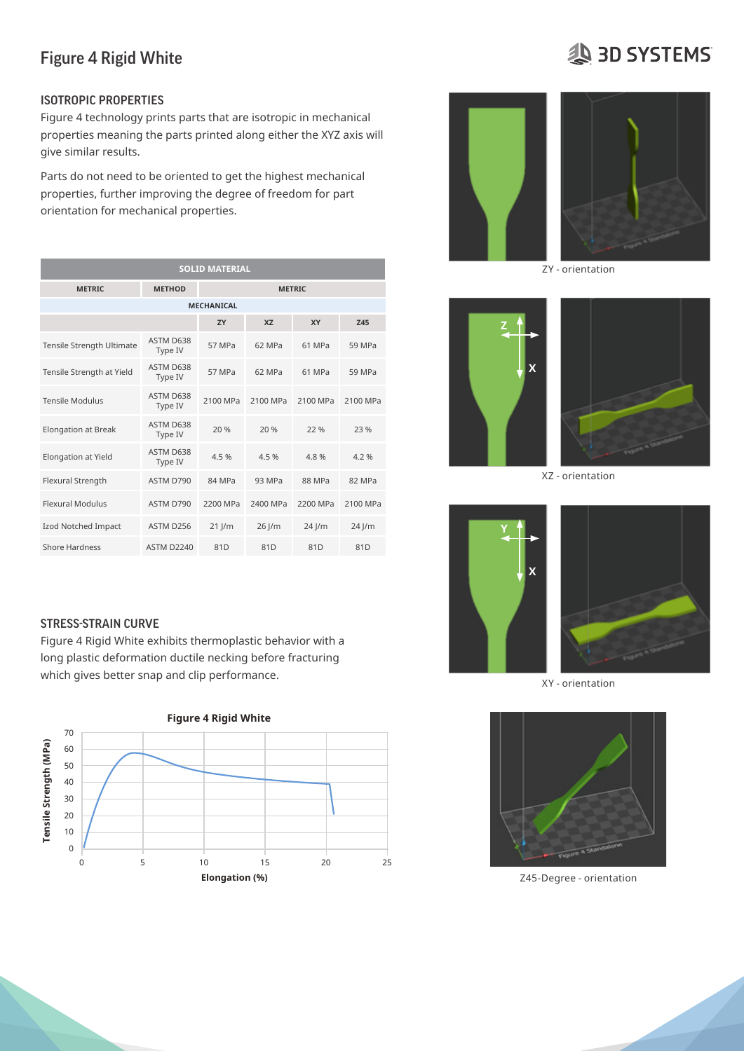# Figure 4 Rigid White

## ISOTROPIC PROPERTIES

Figure 4 technology prints parts that are isotropic in mechanical properties meaning the parts printed along either the XYZ axis will give similar results.

Parts do not need to be oriented to get the highest mechanical properties, further improving the degree of freedom for part orientation for mechanical properties.

| SOLID MATERIAL | | | | | |
|---|---|---|---|---|---|
| METRIC | METHOD | METRIC | | | |
| MECHANICAL | | | | | |
| | | ZY | XZ | XY | Z45 |
| Tensile Strength Ultimate | ASTM D638 Type IV | 57 MPa | 62 MPa | 61 MPa | 59 MPa |
| Tensile Strength at Yield | ASTM D638 Type IV | 57 MPa | 62 MPa | 61 MPa | 59 MPa |
| Tensile Modulus | ASTM D638 Type IV | 2100 MPa | 2100 MPa | 2100 MPa | 2100 MPa |
| Elongation at Break | ASTM D638 Type IV | 20 % | 20 % | 22 % | 23 % |
| Elongation at Yield | ASTM D638 Type IV | 4.5 % | 4.5 % | 4.8 % | 4.2 % |
| Flexural Strength | ASTM D790 | 84 MPa | 93 MPa | 88 MPa | 82 MPa |
| Flexural Modulus | ASTM D790 | 2200 MPa | 2400 MPa | 2200 MPa | 2100 MPa |
| Izod Notched Impact | ASTM D256 | 21 J/m | 26 J/m | 24 J/m | 24 J/m |
| Shore Hardness | ASTM D2240 | 81D | 81D | 81D | 81D |

ZY - orientation

XZ - orientation

XY - orientation

Z45-Degree - orientation

## STRESS-STRAIN CURVE

Figure 4 Rigid White exhibits thermoplastic behavior with a long plastic deformation ductile necking before fracturing which gives better snap and clip performance.

**Figure 4 Rigid White**

Tensile Strength (MPa) vs. Elongation (%)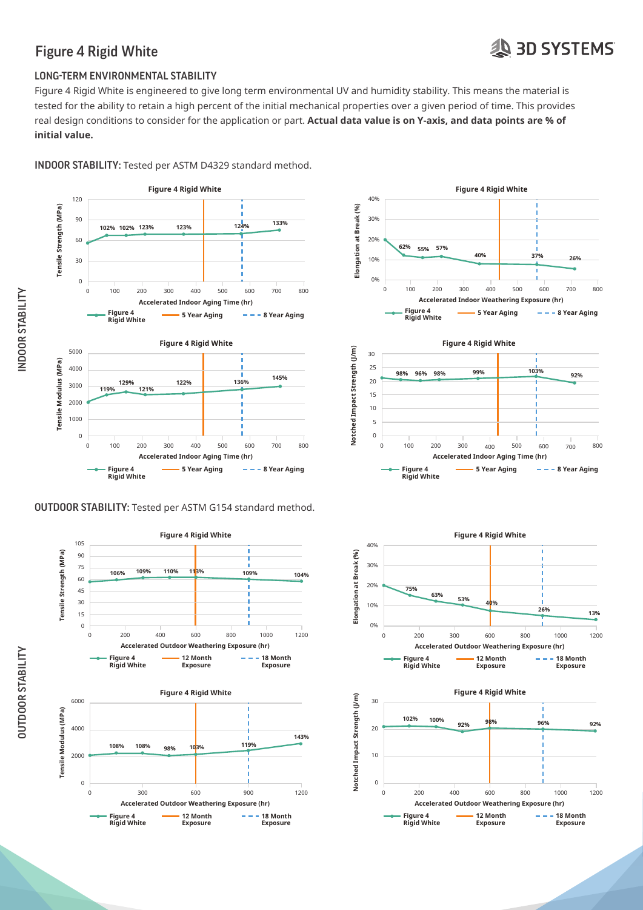# Figure 4 Rigid White

## LONG-TERM ENVIRONMENTAL STABILITY

Figure 4 Rigid White is engineered to give long term environmental UV and humidity stability. This means the material is tested for the ability to retain a high percent of the initial mechanical properties over a given period of time. This provides real design conditions to consider for the application or part. **Actual data value is on Y-axis, and data points are % of initial value.**

### INDOOR STABILITY: Tested per ASTM D4329 standard method.

**Figure 4 Rigid White** — Tensile Strength (MPa) vs. Accelerated Indoor Aging Time (hr)

Data points: 102%, 102%, 123%, 123%, 124%, 133%

Legend: Figure 4 Rigid White; 5 Year Aging; 8 Year Aging

**Figure 4 Rigid White** — Elongation at Break (%) vs. Accelerated Indoor Weathering Exposure (hr)

Data points: 62%, 55%, 57%, 40%, 37%, 26%

Legend: Figure 4 Rigid White; 5 Year Aging; 8 Year Aging

**Figure 4 Rigid White** — Tensile Modulus (MPa) vs. Accelerated Indoor Aging Time (hr)

Data points: 119%, 129%, 121%, 122%, 136%, 145%

Legend: Figure 4 Rigid White; 5 Year Aging; 8 Year Aging

**Figure 4 Rigid White** — Notched Impact Strength (J/m) vs. Accelerated Indoor Aging Time (hr)

Data points: 98%, 96%, 98%, 99%, 103%, 92%

Legend: Figure 4 Rigid White; 5 Year Aging; 8 Year Aging

### OUTDOOR STABILITY: Tested per ASTM G154 standard method.

**Figure 4 Rigid White** — Tensile Strength (MPa) vs. Accelerated Outdoor Weathering Exposure (hr)

Data points: 106%, 109%, 110%, 113%, 109%, 104%

Legend: Figure 4 Rigid White; 12 Month Exposure; 18 Month Exposure

**Figure 4 Rigid White** — Elongation at Break (%) vs. Accelerated Outdoor Weathering Exposure (hr)

Data points: 75%, 63%, 53%, 40%, 26%, 13%

Legend: Figure 4 Rigid White; 12 Month Exposure; 18 Month Exposure

**Figure 4 Rigid White** — Tensile Modulus (MPa) vs. Accelerated Outdoor Weathering Exposure (hr)

Data points: 108%, 108%, 98%, 103%, 119%, 143%

Legend: Figure 4 Rigid White; 12 Month Exposure; 18 Month Exposure

**Figure 4 Rigid White** — Notched Impact Strength (J/m) vs. Accelerated Outdoor Weathering Exposure (hr)

Data points: 102%, 100%, 92%, 98%, 96%, 92%

Legend: Figure 4 Rigid White; 12 Month Exposure; 18 Month Exposure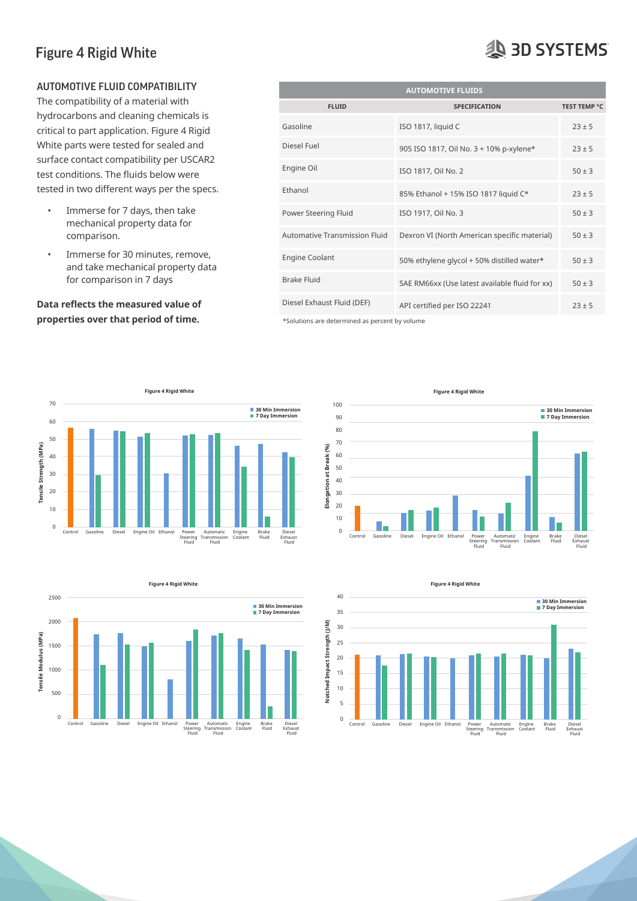# Figure 4 Rigid White

## AUTOMOTIVE FLUID COMPATIBILITY

The compatibility of a material with hydrocarbons and cleaning chemicals is critical to part application. Figure 4 Rigid White parts were tested for sealed and surface contact compatibility per USCAR2 test conditions. The fluids below were tested in two different ways per the specs.

- Immerse for 7 days, then take mechanical property data for comparison.
- Immerse for 30 minutes, remove, and take mechanical property data for comparison in 7 days

**Data reflects the measured value of properties over that period of time.**

| AUTOMOTIVE FLUIDS | | |
|---|---|---|
| FLUID | SPECIFICATION | TEST TEMP °C |
| Gasoline | ISO 1817, liquid C | 23 ± 5 |
| Diesel Fuel | 905 ISO 1817, Oil No. 3 + 10% p-xylene* | 23 ± 5 |
| Engine Oil | ISO 1817, Oil No. 2 | 50 ± 3 |
| Ethanol | 85% Ethanol + 15% ISO 1817 liquid C* | 23 ± 5 |
| Power Steering Fluid | ISO 1917, Oil No. 3 | 50 ± 3 |
| Automative Transmission Fluid | Dexron VI (North American specific material) | 50 ± 3 |
| Engine Coolant | 50% ethylene glycol + 50% distilled water* | 50 ± 3 |
| Brake Fluid | SAE RM66xx (Use latest available fluid for xx) | 50 ± 3 |
| Diesel Exhaust Fluid (DEF) | API certified per ISO 22241 | 23 ± 5 |

*Solutions are determined as percent by volume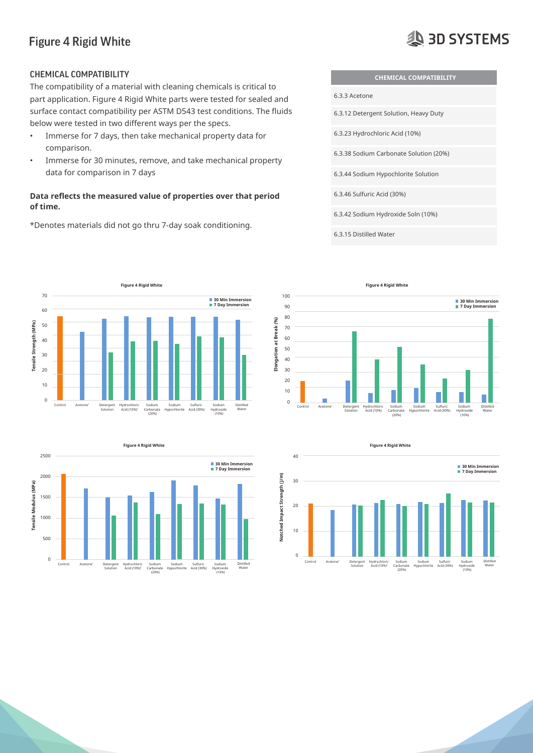# Figure 4 Rigid White

## CHEMICAL COMPATIBILITY

The compatibility of a material with cleaning chemicals is critical to part application. Figure 4 Rigid White parts were tested for sealed and surface contact compatibility per ASTM D543 test conditions. The fluids below were tested in two different ways per the specs.

- Immerse for 7 days, then take mechanical property data for comparison.
- Immerse for 30 minutes, remove, and take mechanical property data for comparison in 7 days

**Data reflects the measured value of properties over that period of time.**

*Denotes materials did not go thru 7-day soak conditioning.

| CHEMICAL COMPATIBILITY |
|---|
| 6.3.3 Acetone |
| 6.3.12 Detergent Solution, Heavy Duty |
| 6.3.23 Hydrochloric Acid (10%) |
| 6.3.38 Sodium Carbonate Solution (20%) |
| 6.3.44 Sodium Hypochlorite Solution |
| 6.3.46 Sulfuric Acid (30%) |
| 6.3.42 Sodium Hydroxide Soln (10%) |
| 6.3.15 Distilled Water |

**Figure 4 Rigid White**

Tensile Strength (MPa) — 30 Min Immersion / 7 Day Immersion

Control · Acetone* · Detergent Solution · Hydrochloric Acid (10%)* · Sodium Carbonate (20%) · Sodium Hypochlorite · Sulfuric Acid (30%) · Sodium Hydroxide (10%) · Distilled Water

**Figure 4 Rigid White**

Elongation at Break (%) — 30 Min Immersion / 7 Day Immersion

Control · Acetone* · Detergent Solution · Hydrochloric Acid (10%) · Sodium Carbonate (20%) · Sodium Hypochlorite · Sulfuric Acid (30%) · Sodium Hydroxide (10%) · Distilled Water

**Figure 4 Rigid White**

Tensile Modulus (MPa) — 30 Min Immersion / 7 Day Immersion

Control · Acetone* · Detergent Solution · Hydrochloric Acid (10%)* · Sodium Carbonate (20%) · Sodium Hypochlorite · Sulfuric Acid (30%) · Sodium Hydroxide (10%) · Distilled Water

**Figure 4 Rigid White**

Notched Impact Strength (J/m) — 30 Min Immersion / 7 Day Immersion

Control · Acetone* · Detergent Solution · Hydrochloric Acid (10%)* · Sodium Carbonate (20%) · Sodium Hypochlorite · Sulfuric Acid (30%) · Sodium Hydroxide (10%) · Distilled Water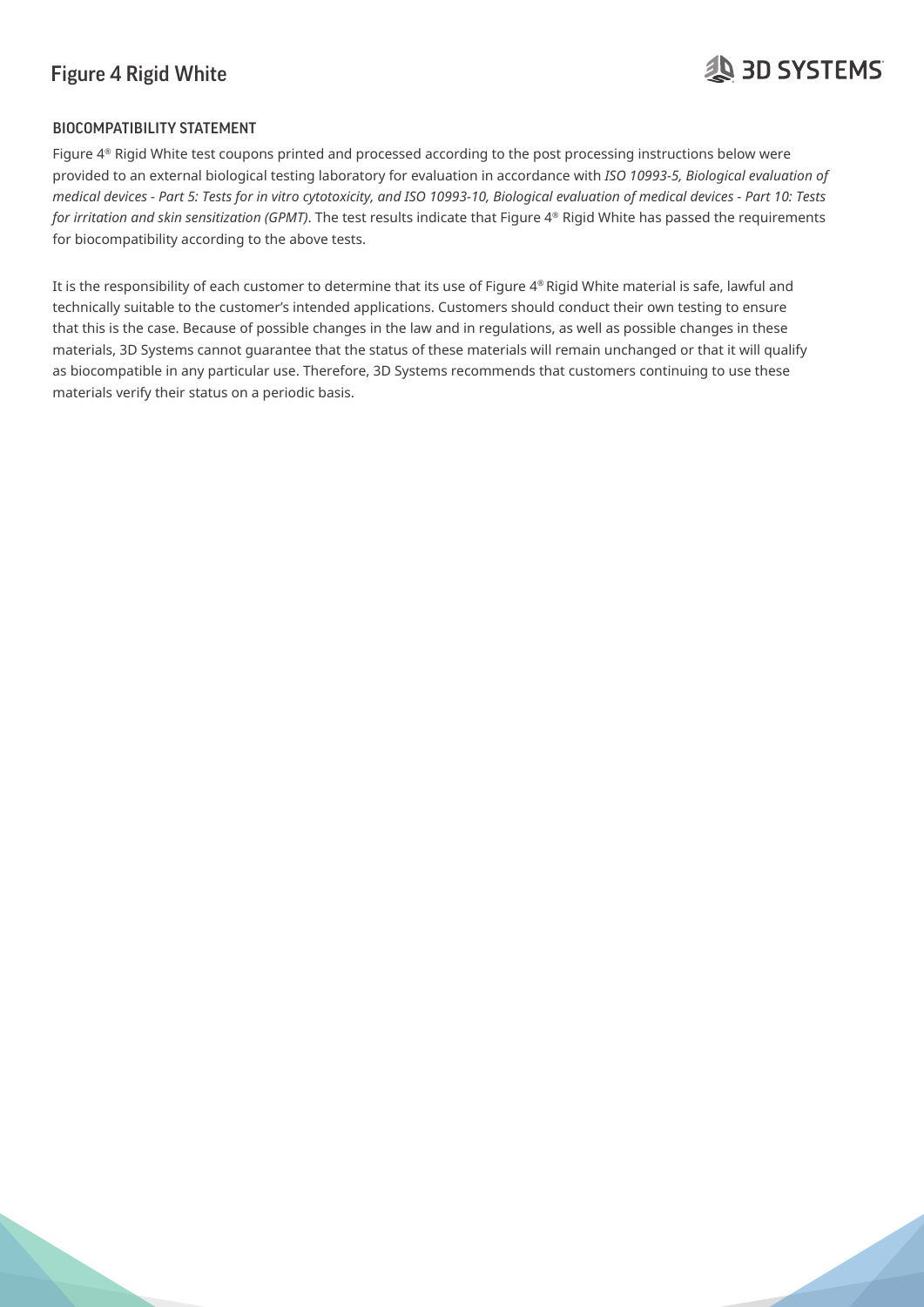## BIOCOMPATIBILITY STATEMENT

Figure 4® Rigid White test coupons printed and processed according to the post processing instructions below were provided to an external biological testing laboratory for evaluation in accordance with *ISO 10993-5, Biological evaluation of medical devices - Part 5: Tests for in vitro cytotoxicity, and ISO 10993-10, Biological evaluation of medical devices - Part 10: Tests for irritation and skin sensitization (GPMT)*. The test results indicate that Figure 4® Rigid White has passed the requirements for biocompatibility according to the above tests.

It is the responsibility of each customer to determine that its use of Figure 4® Rigid White material is safe, lawful and technically suitable to the customer's intended applications. Customers should conduct their own testing to ensure that this is the case. Because of possible changes in the law and in regulations, as well as possible changes in these materials, 3D Systems cannot guarantee that the status of these materials will remain unchanged or that it will qualify as biocompatible in any particular use. Therefore, 3D Systems recommends that customers continuing to use these materials verify their status on a periodic basis.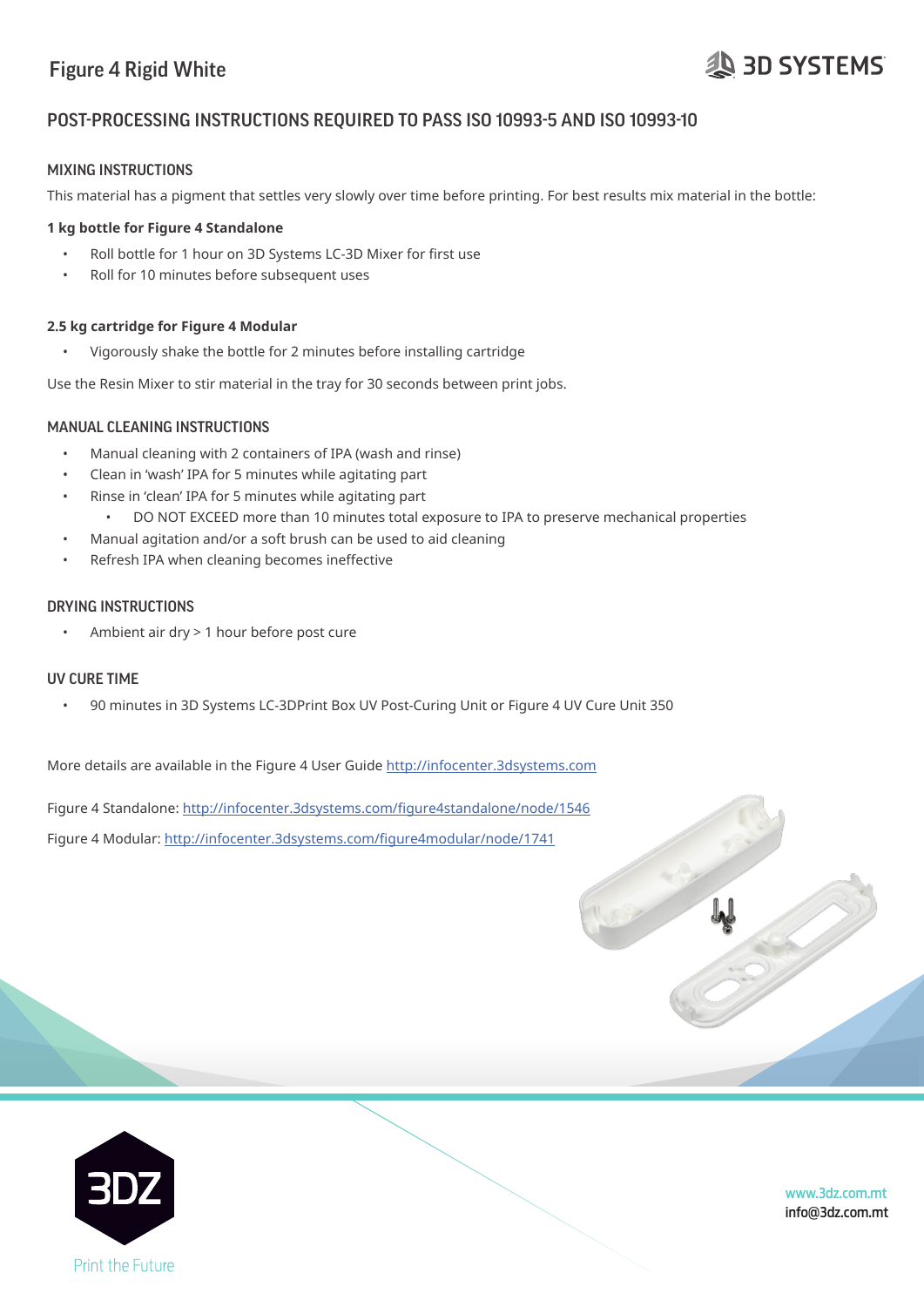# Figure 4 Rigid White

## POST-PROCESSING INSTRUCTIONS REQUIRED TO PASS ISO 10993-5 AND ISO 10993-10

### MIXING INSTRUCTIONS

This material has a pigment that settles very slowly over time before printing. For best results mix material in the bottle:

**1 kg bottle for Figure 4 Standalone**

- Roll bottle for 1 hour on 3D Systems LC-3D Mixer for first use
- Roll for 10 minutes before subsequent uses

**2.5 kg cartridge for Figure 4 Modular**

- Vigorously shake the bottle for 2 minutes before installing cartridge

Use the Resin Mixer to stir material in the tray for 30 seconds between print jobs.

### MANUAL CLEANING INSTRUCTIONS

- Manual cleaning with 2 containers of IPA (wash and rinse)
- Clean in 'wash' IPA for 5 minutes while agitating part
- Rinse in 'clean' IPA for 5 minutes while agitating part
  - DO NOT EXCEED more than 10 minutes total exposure to IPA to preserve mechanical properties
- Manual agitation and/or a soft brush can be used to aid cleaning
- Refresh IPA when cleaning becomes ineffective

### DRYING INSTRUCTIONS

- Ambient air dry > 1 hour before post cure

### UV CURE TIME

- 90 minutes in 3D Systems LC-3DPrint Box UV Post-Curing Unit or Figure 4 UV Cure Unit 350

More details are available in the Figure 4 User Guide http://infocenter.3dsystems.com

Figure 4 Standalone: http://infocenter.3dsystems.com/figure4standalone/node/1546

Figure 4 Modular: http://infocenter.3dsystems.com/figure4modular/node/1741

3DZ

Print the Future

www.3dz.com.mt
info@3dz.com.mt